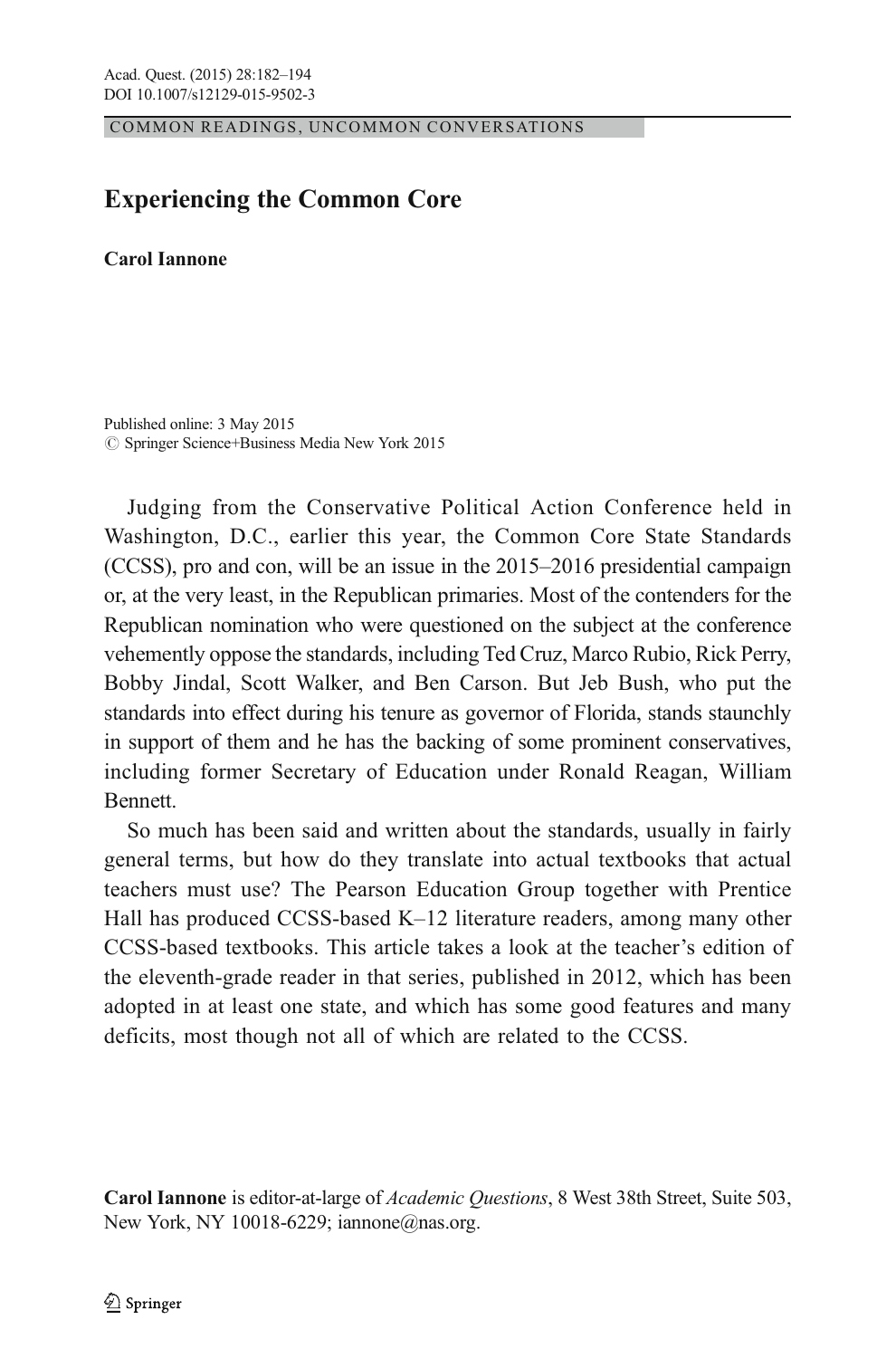COMMON READINGS, UNCOMMON CONVERSATIONS

# Experiencing the Common Core

**Carol Iannone**

Published online: 3 May 2015
© Springer Science+Business Media New York 2015

Judging from the Conservative Political Action Conference held in Washington, D.C., earlier this year, the Common Core State Standards (CCSS), pro and con, will be an issue in the 2015–2016 presidential campaign or, at the very least, in the Republican primaries. Most of the contenders for the Republican nomination who were questioned on the subject at the conference vehemently oppose the standards, including Ted Cruz, Marco Rubio, Rick Perry, Bobby Jindal, Scott Walker, and Ben Carson. But Jeb Bush, who put the standards into effect during his tenure as governor of Florida, stands staunchly in support of them and he has the backing of some prominent conservatives, including former Secretary of Education under Ronald Reagan, William Bennett.

So much has been said and written about the standards, usually in fairly general terms, but how do they translate into actual textbooks that actual teachers must use? The Pearson Education Group together with Prentice Hall has produced CCSS-based K–12 literature readers, among many other CCSS-based textbooks. This article takes a look at the teacher's edition of the eleventh-grade reader in that series, published in 2012, which has been adopted in at least one state, and which has some good features and many deficits, most though not all of which are related to the CCSS.

**Carol Iannone** is editor-at-large of *Academic Questions*, 8 West 38th Street, Suite 503, New York, NY 10018-6229; iannone@nas.org.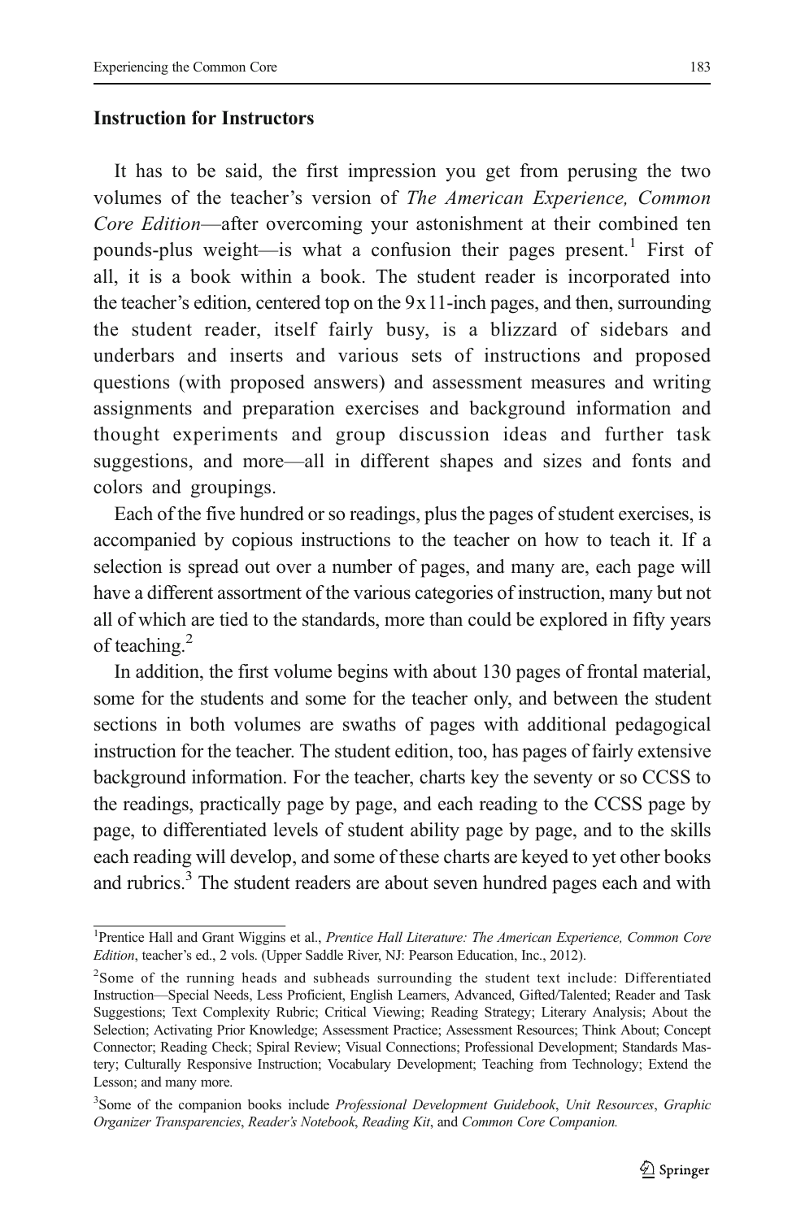### Instruction for Instructors

It has to be said, the first impression you get from perusing the two volumes of the teacher's version of *The American Experience, Common Core Edition*—after overcoming your astonishment at their combined ten pounds-plus weight—is what a confusion their pages present.[1] First of all, it is a book within a book. The student reader is incorporated into the teacher's edition, centered top on the 9x11-inch pages, and then, surrounding the student reader, itself fairly busy, is a blizzard of sidebars and underbars and inserts and various sets of instructions and proposed questions (with proposed answers) and assessment measures and writing assignments and preparation exercises and background information and thought experiments and group discussion ideas and further task suggestions, and more—all in different shapes and sizes and fonts and colors and groupings.

Each of the five hundred or so readings, plus the pages of student exercises, is accompanied by copious instructions to the teacher on how to teach it. If a selection is spread out over a number of pages, and many are, each page will have a different assortment of the various categories of instruction, many but not all of which are tied to the standards, more than could be explored in fifty years of teaching.[2]

In addition, the first volume begins with about 130 pages of frontal material, some for the students and some for the teacher only, and between the student sections in both volumes are swaths of pages with additional pedagogical instruction for the teacher. The student edition, too, has pages of fairly extensive background information. For the teacher, charts key the seventy or so CCSS to the readings, practically page by page, and each reading to the CCSS page by page, to differentiated levels of student ability page by page, and to the skills each reading will develop, and some of these charts are keyed to yet other books and rubrics.[3] The student readers are about seven hundred pages each and with

---

[1] Prentice Hall and Grant Wiggins et al., *Prentice Hall Literature: The American Experience, Common Core Edition*, teacher's ed., 2 vols. (Upper Saddle River, NJ: Pearson Education, Inc., 2012).

[2] Some of the running heads and subheads surrounding the student text include: Differentiated Instruction—Special Needs, Less Proficient, English Learners, Advanced, Gifted/Talented; Reader and Task Suggestions; Text Complexity Rubric; Critical Viewing; Reading Strategy; Literary Analysis; About the Selection; Activating Prior Knowledge; Assessment Practice; Assessment Resources; Think About; Concept Connector; Reading Check; Spiral Review; Visual Connections; Professional Development; Standards Mastery; Culturally Responsive Instruction; Vocabulary Development; Teaching from Technology; Extend the Lesson; and many more.

[3] Some of the companion books include *Professional Development Guidebook*, *Unit Resources*, *Graphic Organizer Transparencies*, *Reader's Notebook*, *Reading Kit*, and *Common Core Companion.*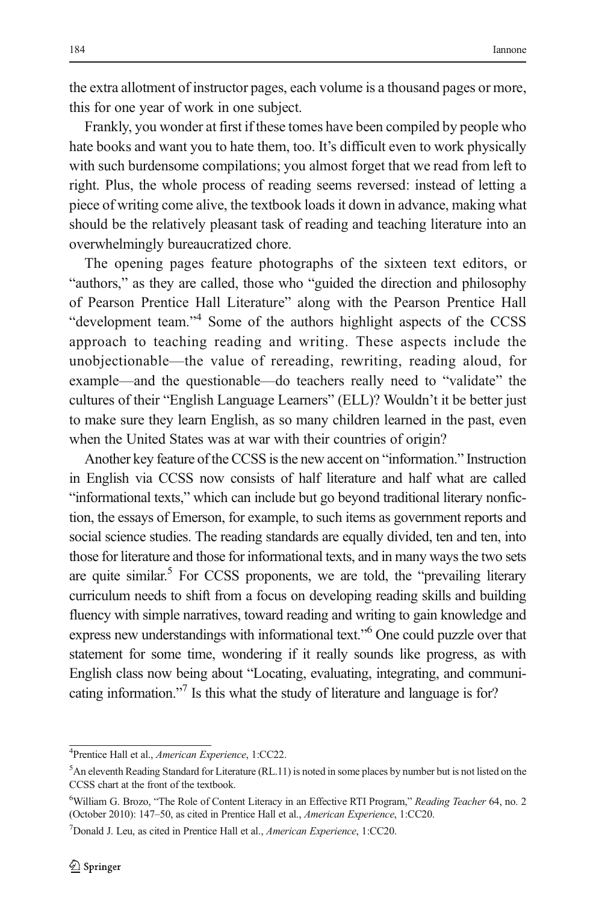the extra allotment of instructor pages, each volume is a thousand pages or more, this for one year of work in one subject.

Frankly, you wonder at first if these tomes have been compiled by people who hate books and want you to hate them, too. It's difficult even to work physically with such burdensome compilations; you almost forget that we read from left to right. Plus, the whole process of reading seems reversed: instead of letting a piece of writing come alive, the textbook loads it down in advance, making what should be the relatively pleasant task of reading and teaching literature into an overwhelmingly bureaucratized chore.

The opening pages feature photographs of the sixteen text editors, or "authors," as they are called, those who "guided the direction and philosophy of Pearson Prentice Hall Literature" along with the Pearson Prentice Hall "development team."[4] Some of the authors highlight aspects of the CCSS approach to teaching reading and writing. These aspects include the unobjectionable—the value of rereading, rewriting, reading aloud, for example—and the questionable—do teachers really need to "validate" the cultures of their "English Language Learners" (ELL)? Wouldn't it be better just to make sure they learn English, as so many children learned in the past, even when the United States was at war with their countries of origin?

Another key feature of the CCSS is the new accent on "information." Instruction in English via CCSS now consists of half literature and half what are called "informational texts," which can include but go beyond traditional literary nonfiction, the essays of Emerson, for example, to such items as government reports and social science studies. The reading standards are equally divided, ten and ten, into those for literature and those for informational texts, and in many ways the two sets are quite similar.[5] For CCSS proponents, we are told, the "prevailing literary curriculum needs to shift from a focus on developing reading skills and building fluency with simple narratives, toward reading and writing to gain knowledge and express new understandings with informational text."[6] One could puzzle over that statement for some time, wondering if it really sounds like progress, as with English class now being about "Locating, evaluating, integrating, and communicating information."[7] Is this what the study of literature and language is for?

---

[4] Prentice Hall et al., *American Experience*, 1:CC22.

[5] An eleventh Reading Standard for Literature (RL.11) is noted in some places by number but is not listed on the CCSS chart at the front of the textbook.

[6] William G. Brozo, "The Role of Content Literacy in an Effective RTI Program," *Reading Teacher* 64, no. 2 (October 2010): 147–50, as cited in Prentice Hall et al., *American Experience*, 1:CC20.

[7] Donald J. Leu, as cited in Prentice Hall et al., *American Experience*, 1:CC20.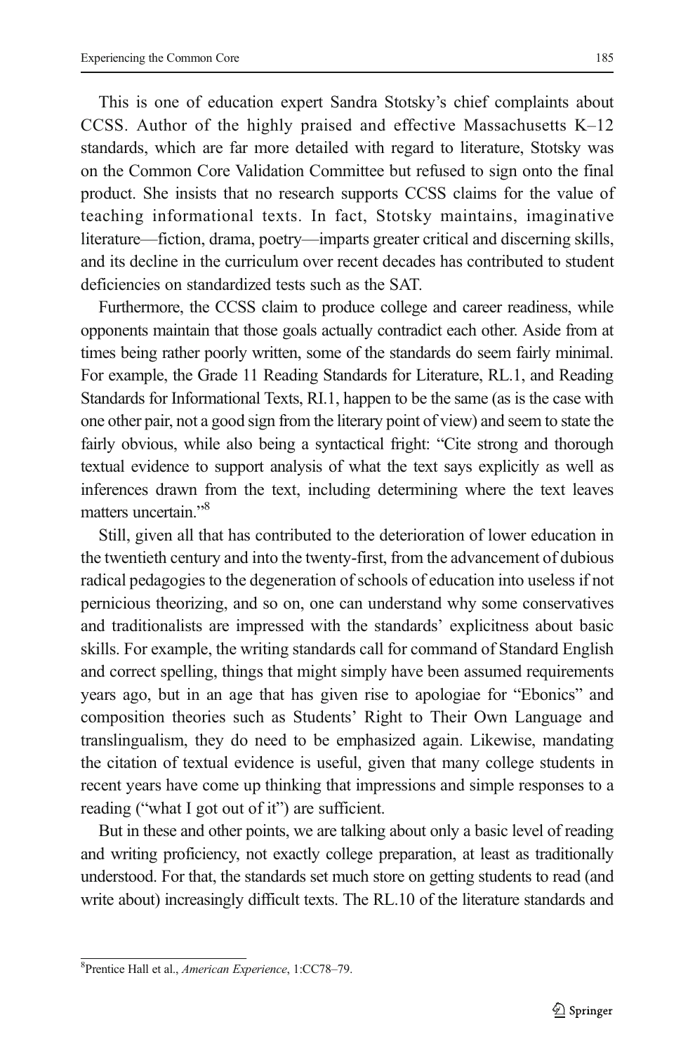This is one of education expert Sandra Stotsky's chief complaints about CCSS. Author of the highly praised and effective Massachusetts K–12 standards, which are far more detailed with regard to literature, Stotsky was on the Common Core Validation Committee but refused to sign onto the final product. She insists that no research supports CCSS claims for the value of teaching informational texts. In fact, Stotsky maintains, imaginative literature—fiction, drama, poetry—imparts greater critical and discerning skills, and its decline in the curriculum over recent decades has contributed to student deficiencies on standardized tests such as the SAT.

Furthermore, the CCSS claim to produce college and career readiness, while opponents maintain that those goals actually contradict each other. Aside from at times being rather poorly written, some of the standards do seem fairly minimal. For example, the Grade 11 Reading Standards for Literature, RL.1, and Reading Standards for Informational Texts, RI.1, happen to be the same (as is the case with one other pair, not a good sign from the literary point of view) and seem to state the fairly obvious, while also being a syntactical fright: "Cite strong and thorough textual evidence to support analysis of what the text says explicitly as well as inferences drawn from the text, including determining where the text leaves matters uncertain."[8]

Still, given all that has contributed to the deterioration of lower education in the twentieth century and into the twenty-first, from the advancement of dubious radical pedagogies to the degeneration of schools of education into useless if not pernicious theorizing, and so on, one can understand why some conservatives and traditionalists are impressed with the standards' explicitness about basic skills. For example, the writing standards call for command of Standard English and correct spelling, things that might simply have been assumed requirements years ago, but in an age that has given rise to apologiae for "Ebonics" and composition theories such as Students' Right to Their Own Language and translingualism, they do need to be emphasized again. Likewise, mandating the citation of textual evidence is useful, given that many college students in recent years have come up thinking that impressions and simple responses to a reading ("what I got out of it") are sufficient.

But in these and other points, we are talking about only a basic level of reading and writing proficiency, not exactly college preparation, at least as traditionally understood. For that, the standards set much store on getting students to read (and write about) increasingly difficult texts. The RL.10 of the literature standards and

---

[8] Prentice Hall et al., *American Experience*, 1:CC78–79.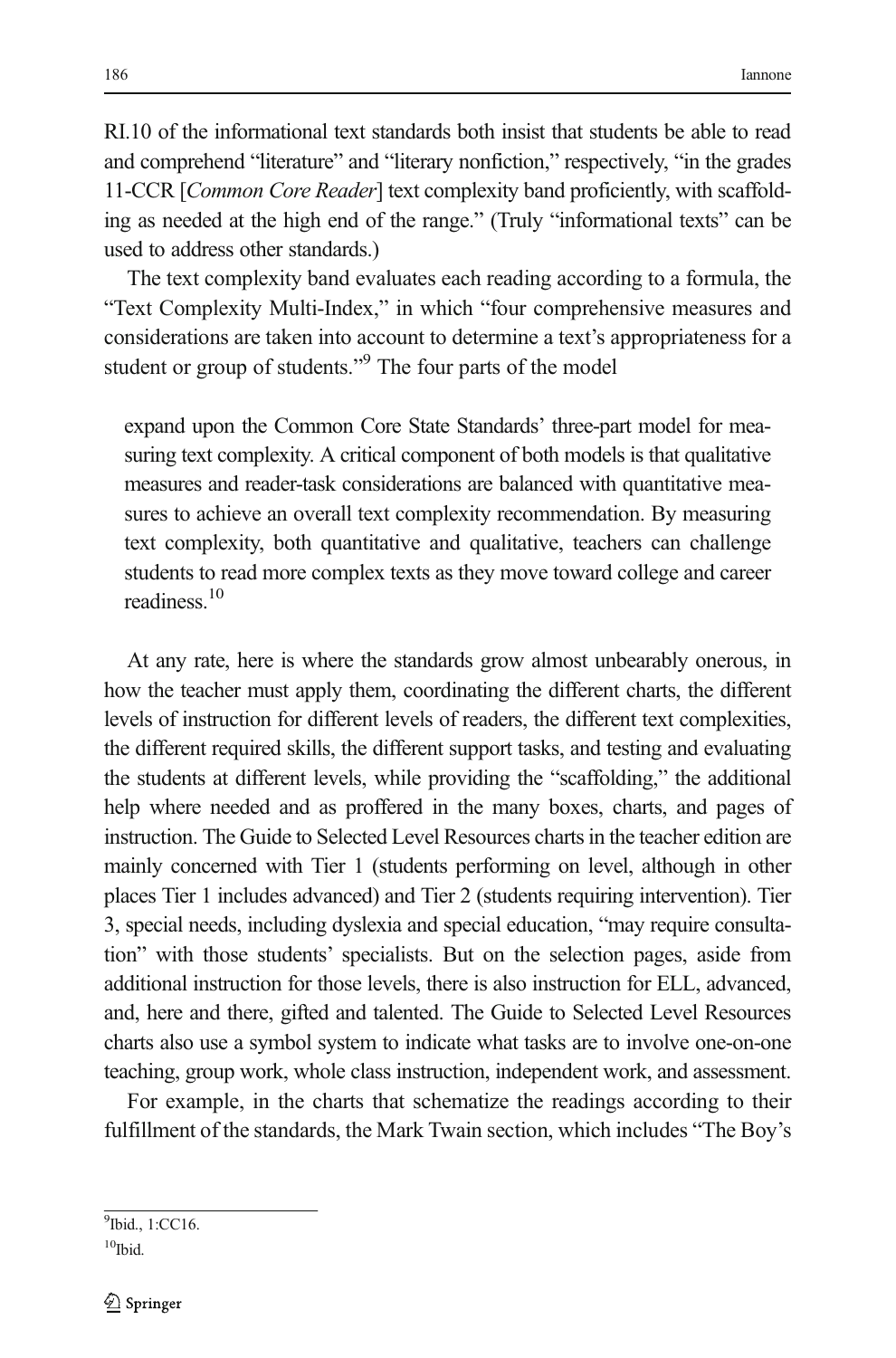RI.10 of the informational text standards both insist that students be able to read and comprehend "literature" and "literary nonfiction," respectively, "in the grades 11-CCR [*Common Core Reader*] text complexity band proficiently, with scaffolding as needed at the high end of the range." (Truly "informational texts" can be used to address other standards.)

The text complexity band evaluates each reading according to a formula, the "Text Complexity Multi-Index," in which "four comprehensive measures and considerations are taken into account to determine a text's appropriateness for a student or group of students."[9] The four parts of the model

> expand upon the Common Core State Standards' three-part model for measuring text complexity. A critical component of both models is that qualitative measures and reader-task considerations are balanced with quantitative measures to achieve an overall text complexity recommendation. By measuring text complexity, both quantitative and qualitative, teachers can challenge students to read more complex texts as they move toward college and career readiness.[10]

At any rate, here is where the standards grow almost unbearably onerous, in how the teacher must apply them, coordinating the different charts, the different levels of instruction for different levels of readers, the different text complexities, the different required skills, the different support tasks, and testing and evaluating the students at different levels, while providing the "scaffolding," the additional help where needed and as proffered in the many boxes, charts, and pages of instruction. The Guide to Selected Level Resources charts in the teacher edition are mainly concerned with Tier 1 (students performing on level, although in other places Tier 1 includes advanced) and Tier 2 (students requiring intervention). Tier 3, special needs, including dyslexia and special education, "may require consultation" with those students' specialists. But on the selection pages, aside from additional instruction for those levels, there is also instruction for ELL, advanced, and, here and there, gifted and talented. The Guide to Selected Level Resources charts also use a symbol system to indicate what tasks are to involve one-on-one teaching, group work, whole class instruction, independent work, and assessment.

For example, in the charts that schematize the readings according to their fulfillment of the standards, the Mark Twain section, which includes "The Boy's

---

[9] Ibid., 1:CC16.

[10] Ibid.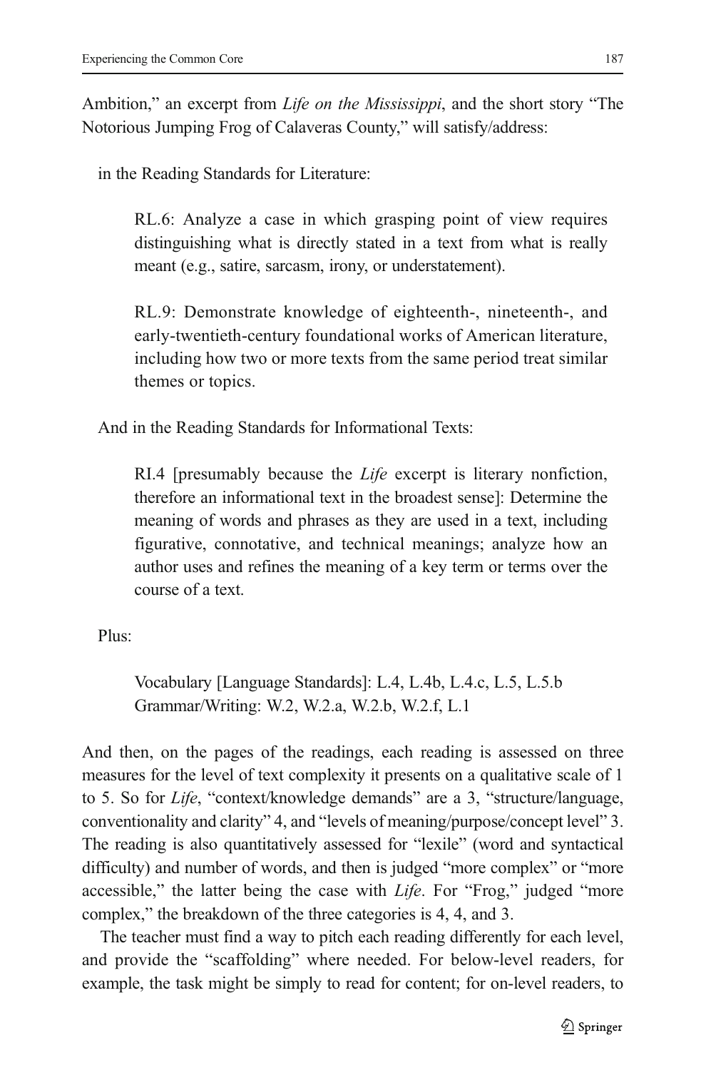Ambition," an excerpt from *Life on the Mississippi*, and the short story "The Notorious Jumping Frog of Calaveras County," will satisfy/address:

in the Reading Standards for Literature:

> RL.6: Analyze a case in which grasping point of view requires distinguishing what is directly stated in a text from what is really meant (e.g., satire, sarcasm, irony, or understatement).
>
> RL.9: Demonstrate knowledge of eighteenth-, nineteenth-, and early-twentieth-century foundational works of American literature, including how two or more texts from the same period treat similar themes or topics.

And in the Reading Standards for Informational Texts:

> RI.4 [presumably because the *Life* excerpt is literary nonfiction, therefore an informational text in the broadest sense]: Determine the meaning of words and phrases as they are used in a text, including figurative, connotative, and technical meanings; analyze how an author uses and refines the meaning of a key term or terms over the course of a text.

Plus:

> Vocabulary [Language Standards]: L.4, L.4b, L.4.c, L.5, L.5.b
> Grammar/Writing: W.2, W.2.a, W.2.b, W.2.f, L.1

And then, on the pages of the readings, each reading is assessed on three measures for the level of text complexity it presents on a qualitative scale of 1 to 5. So for *Life*, "context/knowledge demands" are a 3, "structure/language, conventionality and clarity" 4, and "levels of meaning/purpose/concept level" 3. The reading is also quantitatively assessed for "lexile" (word and syntactical difficulty) and number of words, and then is judged "more complex" or "more accessible," the latter being the case with *Life*. For "Frog," judged "more complex," the breakdown of the three categories is 4, 4, and 3.

The teacher must find a way to pitch each reading differently for each level, and provide the "scaffolding" where needed. For below-level readers, for example, the task might be simply to read for content; for on-level readers, to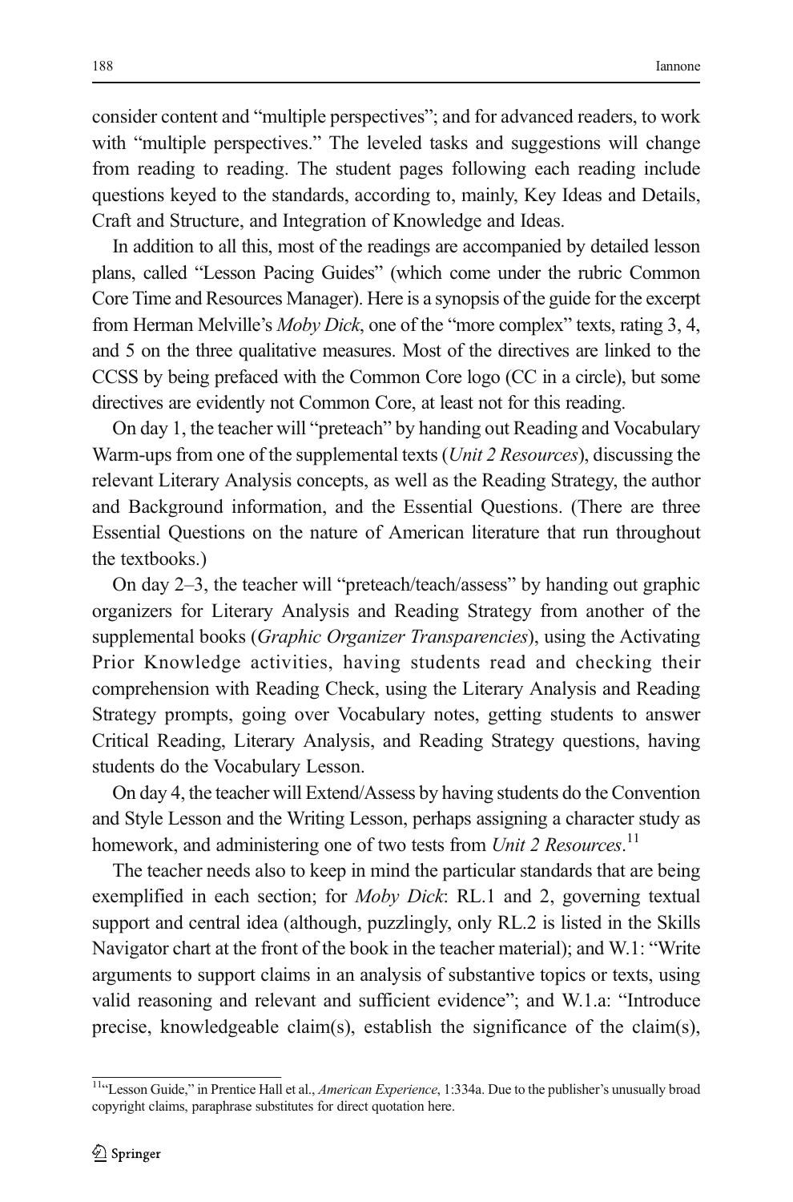consider content and “multiple perspectives”; and for advanced readers, to work with “multiple perspectives.” The leveled tasks and suggestions will change from reading to reading. The student pages following each reading include questions keyed to the standards, according to, mainly, Key Ideas and Details, Craft and Structure, and Integration of Knowledge and Ideas.

In addition to all this, most of the readings are accompanied by detailed lesson plans, called “Lesson Pacing Guides” (which come under the rubric Common Core Time and Resources Manager). Here is a synopsis of the guide for the excerpt from Herman Melville’s *Moby Dick*, one of the “more complex” texts, rating 3, 4, and 5 on the three qualitative measures. Most of the directives are linked to the CCSS by being prefaced with the Common Core logo (CC in a circle), but some directives are evidently not Common Core, at least not for this reading.

On day 1, the teacher will “preteach” by handing out Reading and Vocabulary Warm-ups from one of the supplemental texts (*Unit 2 Resources*), discussing the relevant Literary Analysis concepts, as well as the Reading Strategy, the author and Background information, and the Essential Questions. (There are three Essential Questions on the nature of American literature that run throughout the textbooks.)

On day 2–3, the teacher will “preteach/teach/assess” by handing out graphic organizers for Literary Analysis and Reading Strategy from another of the supplemental books (*Graphic Organizer Transparencies*), using the Activating Prior Knowledge activities, having students read and checking their comprehension with Reading Check, using the Literary Analysis and Reading Strategy prompts, going over Vocabulary notes, getting students to answer Critical Reading, Literary Analysis, and Reading Strategy questions, having students do the Vocabulary Lesson.

On day 4, the teacher will Extend/Assess by having students do the Convention and Style Lesson and the Writing Lesson, perhaps assigning a character study as homework, and administering one of two tests from *Unit 2 Resources*.[11]

The teacher needs also to keep in mind the particular standards that are being exemplified in each section; for *Moby Dick*: RL.1 and 2, governing textual support and central idea (although, puzzlingly, only RL.2 is listed in the Skills Navigator chart at the front of the book in the teacher material); and W.1: “Write arguments to support claims in an analysis of substantive topics or texts, using valid reasoning and relevant and sufficient evidence”; and W.1.a: “Introduce precise, knowledgeable claim(s), establish the significance of the claim(s),

[11] “Lesson Guide,” in Prentice Hall et al., *American Experience*, 1:334a. Due to the publisher’s unusually broad copyright claims, paraphrase substitutes for direct quotation here.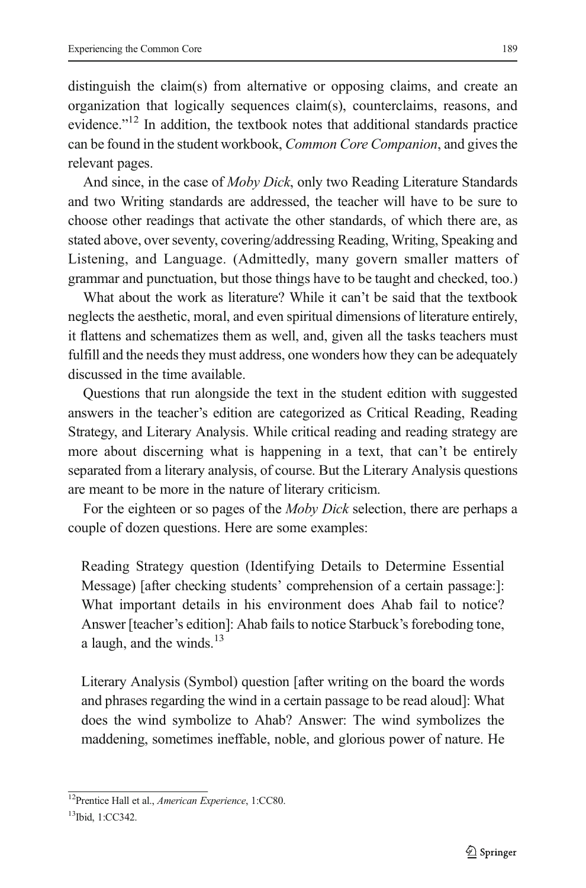distinguish the claim(s) from alternative or opposing claims, and create an organization that logically sequences claim(s), counterclaims, reasons, and evidence."[12] In addition, the textbook notes that additional standards practice can be found in the student workbook, *Common Core Companion*, and gives the relevant pages.

And since, in the case of *Moby Dick*, only two Reading Literature Standards and two Writing standards are addressed, the teacher will have to be sure to choose other readings that activate the other standards, of which there are, as stated above, over seventy, covering/addressing Reading, Writing, Speaking and Listening, and Language. (Admittedly, many govern smaller matters of grammar and punctuation, but those things have to be taught and checked, too.)

What about the work as literature? While it can't be said that the textbook neglects the aesthetic, moral, and even spiritual dimensions of literature entirely, it flattens and schematizes them as well, and, given all the tasks teachers must fulfill and the needs they must address, one wonders how they can be adequately discussed in the time available.

Questions that run alongside the text in the student edition with suggested answers in the teacher's edition are categorized as Critical Reading, Reading Strategy, and Literary Analysis. While critical reading and reading strategy are more about discerning what is happening in a text, that can't be entirely separated from a literary analysis, of course. But the Literary Analysis questions are meant to be more in the nature of literary criticism.

For the eighteen or so pages of the *Moby Dick* selection, there are perhaps a couple of dozen questions. Here are some examples:

> Reading Strategy question (Identifying Details to Determine Essential Message) [after checking students' comprehension of a certain passage:]: What important details in his environment does Ahab fail to notice? Answer [teacher's edition]: Ahab fails to notice Starbuck's foreboding tone, a laugh, and the winds.[13]

> Literary Analysis (Symbol) question [after writing on the board the words and phrases regarding the wind in a certain passage to be read aloud]: What does the wind symbolize to Ahab? Answer: The wind symbolizes the maddening, sometimes ineffable, noble, and glorious power of nature. He

---

[12] Prentice Hall et al., *American Experience*, 1:CC80.

[13] Ibid, 1:CC342.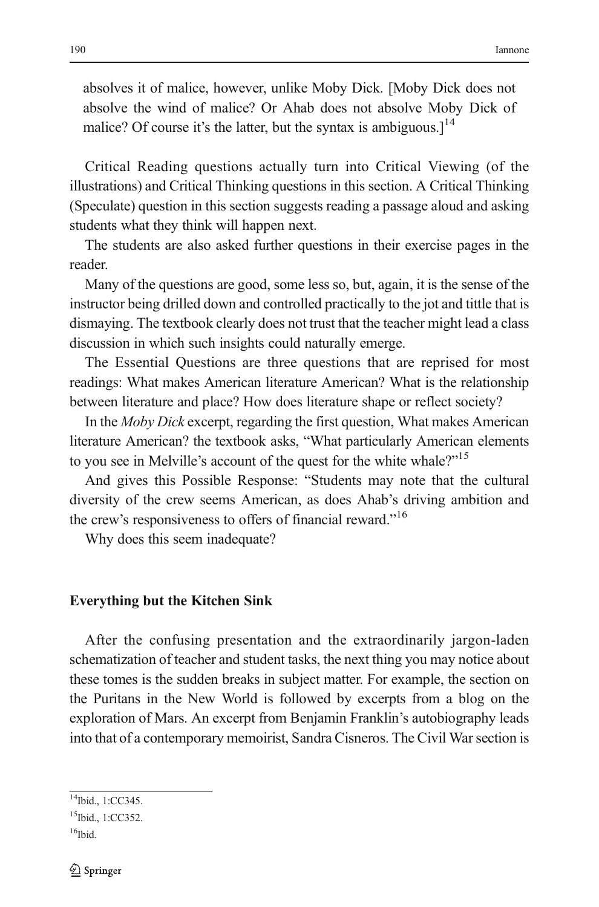absolves it of malice, however, unlike Moby Dick. [Moby Dick does not absolve the wind of malice? Or Ahab does not absolve Moby Dick of malice? Of course it's the latter, but the syntax is ambiguous.][14]

Critical Reading questions actually turn into Critical Viewing (of the illustrations) and Critical Thinking questions in this section. A Critical Thinking (Speculate) question in this section suggests reading a passage aloud and asking students what they think will happen next.

The students are also asked further questions in their exercise pages in the reader.

Many of the questions are good, some less so, but, again, it is the sense of the instructor being drilled down and controlled practically to the jot and tittle that is dismaying. The textbook clearly does not trust that the teacher might lead a class discussion in which such insights could naturally emerge.

The Essential Questions are three questions that are reprised for most readings: What makes American literature American? What is the relationship between literature and place? How does literature shape or reflect society?

In the *Moby Dick* excerpt, regarding the first question, What makes American literature American? the textbook asks, "What particularly American elements to you see in Melville's account of the quest for the white whale?"[15]

And gives this Possible Response: "Students may note that the cultural diversity of the crew seems American, as does Ahab's driving ambition and the crew's responsiveness to offers of financial reward."[16]

Why does this seem inadequate?

### Everything but the Kitchen Sink

After the confusing presentation and the extraordinarily jargon-laden schematization of teacher and student tasks, the next thing you may notice about these tomes is the sudden breaks in subject matter. For example, the section on the Puritans in the New World is followed by excerpts from a blog on the exploration of Mars. An excerpt from Benjamin Franklin's autobiography leads into that of a contemporary memoirist, Sandra Cisneros. The Civil War section is

---

[14] Ibid., 1:CC345.

[15] Ibid., 1:CC352.

[16] Ibid.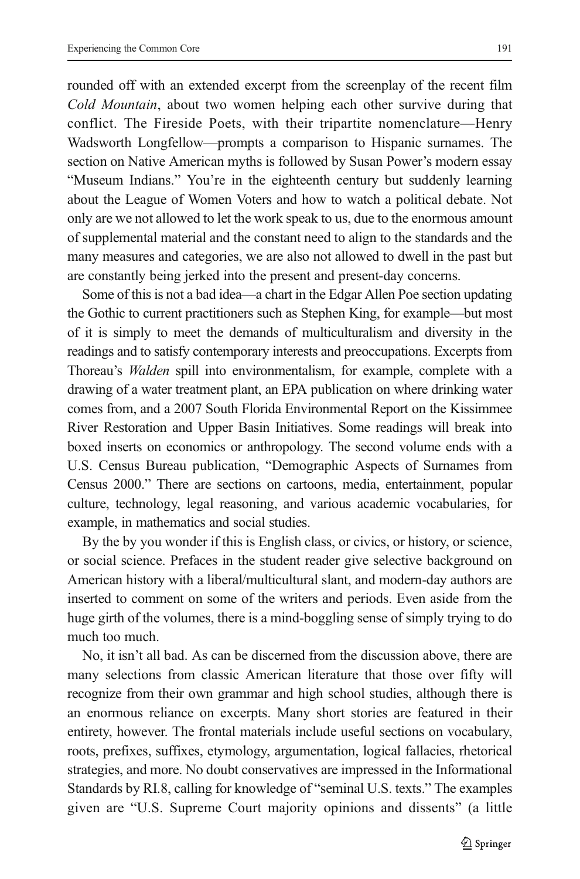rounded off with an extended excerpt from the screenplay of the recent film *Cold Mountain*, about two women helping each other survive during that conflict. The Fireside Poets, with their tripartite nomenclature—Henry Wadsworth Longfellow—prompts a comparison to Hispanic surnames. The section on Native American myths is followed by Susan Power's modern essay "Museum Indians." You're in the eighteenth century but suddenly learning about the League of Women Voters and how to watch a political debate. Not only are we not allowed to let the work speak to us, due to the enormous amount of supplemental material and the constant need to align to the standards and the many measures and categories, we are also not allowed to dwell in the past but are constantly being jerked into the present and present-day concerns.

Some of this is not a bad idea—a chart in the Edgar Allen Poe section updating the Gothic to current practitioners such as Stephen King, for example—but most of it is simply to meet the demands of multiculturalism and diversity in the readings and to satisfy contemporary interests and preoccupations. Excerpts from Thoreau's *Walden* spill into environmentalism, for example, complete with a drawing of a water treatment plant, an EPA publication on where drinking water comes from, and a 2007 South Florida Environmental Report on the Kissimmee River Restoration and Upper Basin Initiatives. Some readings will break into boxed inserts on economics or anthropology. The second volume ends with a U.S. Census Bureau publication, "Demographic Aspects of Surnames from Census 2000." There are sections on cartoons, media, entertainment, popular culture, technology, legal reasoning, and various academic vocabularies, for example, in mathematics and social studies.

By the by you wonder if this is English class, or civics, or history, or science, or social science. Prefaces in the student reader give selective background on American history with a liberal/multicultural slant, and modern-day authors are inserted to comment on some of the writers and periods. Even aside from the huge girth of the volumes, there is a mind-boggling sense of simply trying to do much too much.

No, it isn't all bad. As can be discerned from the discussion above, there are many selections from classic American literature that those over fifty will recognize from their own grammar and high school studies, although there is an enormous reliance on excerpts. Many short stories are featured in their entirety, however. The frontal materials include useful sections on vocabulary, roots, prefixes, suffixes, etymology, argumentation, logical fallacies, rhetorical strategies, and more. No doubt conservatives are impressed in the Informational Standards by RI.8, calling for knowledge of "seminal U.S. texts." The examples given are "U.S. Supreme Court majority opinions and dissents" (a little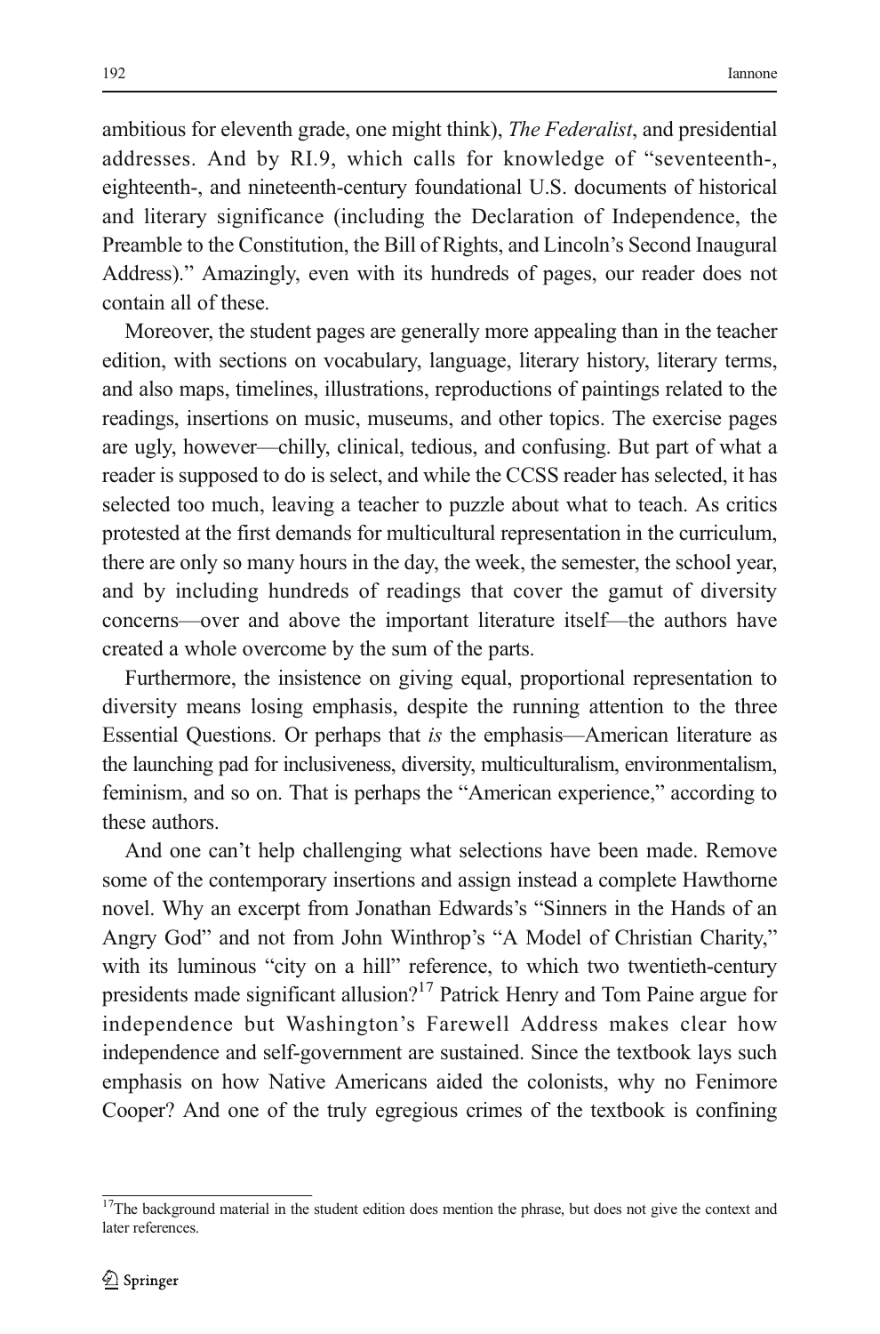ambitious for eleventh grade, one might think), *The Federalist*, and presidential addresses. And by RI.9, which calls for knowledge of "seventeenth-, eighteenth-, and nineteenth-century foundational U.S. documents of historical and literary significance (including the Declaration of Independence, the Preamble to the Constitution, the Bill of Rights, and Lincoln's Second Inaugural Address)." Amazingly, even with its hundreds of pages, our reader does not contain all of these.

Moreover, the student pages are generally more appealing than in the teacher edition, with sections on vocabulary, language, literary history, literary terms, and also maps, timelines, illustrations, reproductions of paintings related to the readings, insertions on music, museums, and other topics. The exercise pages are ugly, however—chilly, clinical, tedious, and confusing. But part of what a reader is supposed to do is select, and while the CCSS reader has selected, it has selected too much, leaving a teacher to puzzle about what to teach. As critics protested at the first demands for multicultural representation in the curriculum, there are only so many hours in the day, the week, the semester, the school year, and by including hundreds of readings that cover the gamut of diversity concerns—over and above the important literature itself—the authors have created a whole overcome by the sum of the parts.

Furthermore, the insistence on giving equal, proportional representation to diversity means losing emphasis, despite the running attention to the three Essential Questions. Or perhaps that *is* the emphasis—American literature as the launching pad for inclusiveness, diversity, multiculturalism, environmentalism, feminism, and so on. That is perhaps the "American experience," according to these authors.

And one can't help challenging what selections have been made. Remove some of the contemporary insertions and assign instead a complete Hawthorne novel. Why an excerpt from Jonathan Edwards's "Sinners in the Hands of an Angry God" and not from John Winthrop's "A Model of Christian Charity," with its luminous "city on a hill" reference, to which two twentieth-century presidents made significant allusion?[17] Patrick Henry and Tom Paine argue for independence but Washington's Farewell Address makes clear how independence and self-government are sustained. Since the textbook lays such emphasis on how Native Americans aided the colonists, why no Fenimore Cooper? And one of the truly egregious crimes of the textbook is confining

[17] The background material in the student edition does mention the phrase, but does not give the context and later references.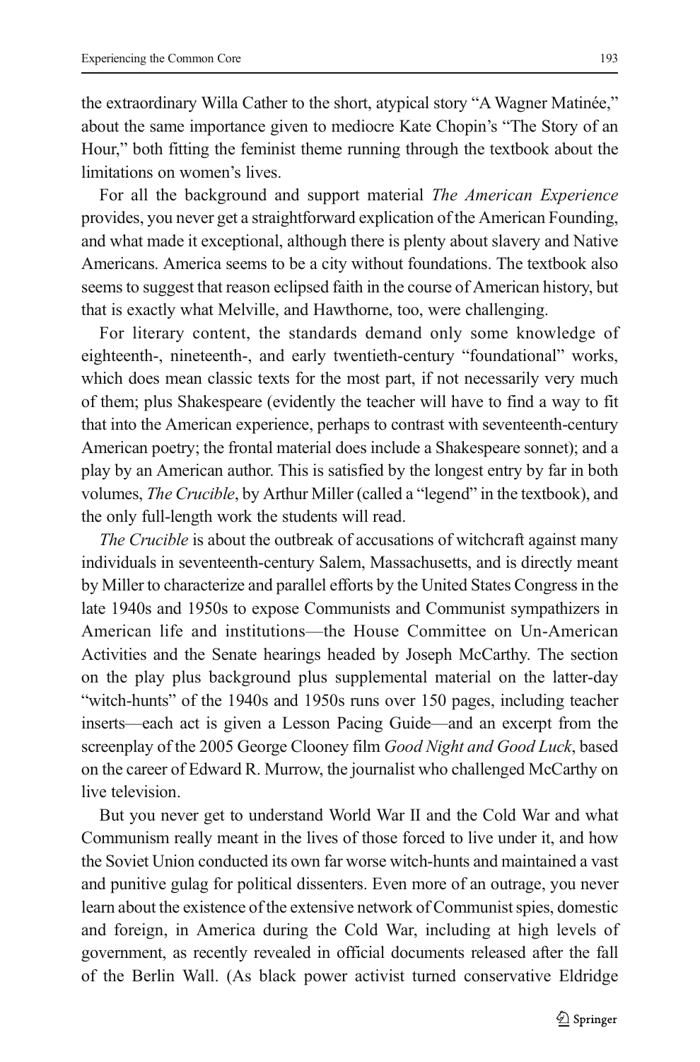the extraordinary Willa Cather to the short, atypical story "A Wagner Matinée," about the same importance given to mediocre Kate Chopin's "The Story of an Hour," both fitting the feminist theme running through the textbook about the limitations on women's lives.

For all the background and support material *The American Experience* provides, you never get a straightforward explication of the American Founding, and what made it exceptional, although there is plenty about slavery and Native Americans. America seems to be a city without foundations. The textbook also seems to suggest that reason eclipsed faith in the course of American history, but that is exactly what Melville, and Hawthorne, too, were challenging.

For literary content, the standards demand only some knowledge of eighteenth-, nineteenth-, and early twentieth-century "foundational" works, which does mean classic texts for the most part, if not necessarily very much of them; plus Shakespeare (evidently the teacher will have to find a way to fit that into the American experience, perhaps to contrast with seventeenth-century American poetry; the frontal material does include a Shakespeare sonnet); and a play by an American author. This is satisfied by the longest entry by far in both volumes, *The Crucible*, by Arthur Miller (called a "legend" in the textbook), and the only full-length work the students will read.

*The Crucible* is about the outbreak of accusations of witchcraft against many individuals in seventeenth-century Salem, Massachusetts, and is directly meant by Miller to characterize and parallel efforts by the United States Congress in the late 1940s and 1950s to expose Communists and Communist sympathizers in American life and institutions—the House Committee on Un-American Activities and the Senate hearings headed by Joseph McCarthy. The section on the play plus background plus supplemental material on the latter-day "witch-hunts" of the 1940s and 1950s runs over 150 pages, including teacher inserts—each act is given a Lesson Pacing Guide—and an excerpt from the screenplay of the 2005 George Clooney film *Good Night and Good Luck*, based on the career of Edward R. Murrow, the journalist who challenged McCarthy on live television.

But you never get to understand World War II and the Cold War and what Communism really meant in the lives of those forced to live under it, and how the Soviet Union conducted its own far worse witch-hunts and maintained a vast and punitive gulag for political dissenters. Even more of an outrage, you never learn about the existence of the extensive network of Communist spies, domestic and foreign, in America during the Cold War, including at high levels of government, as recently revealed in official documents released after the fall of the Berlin Wall. (As black power activist turned conservative Eldridge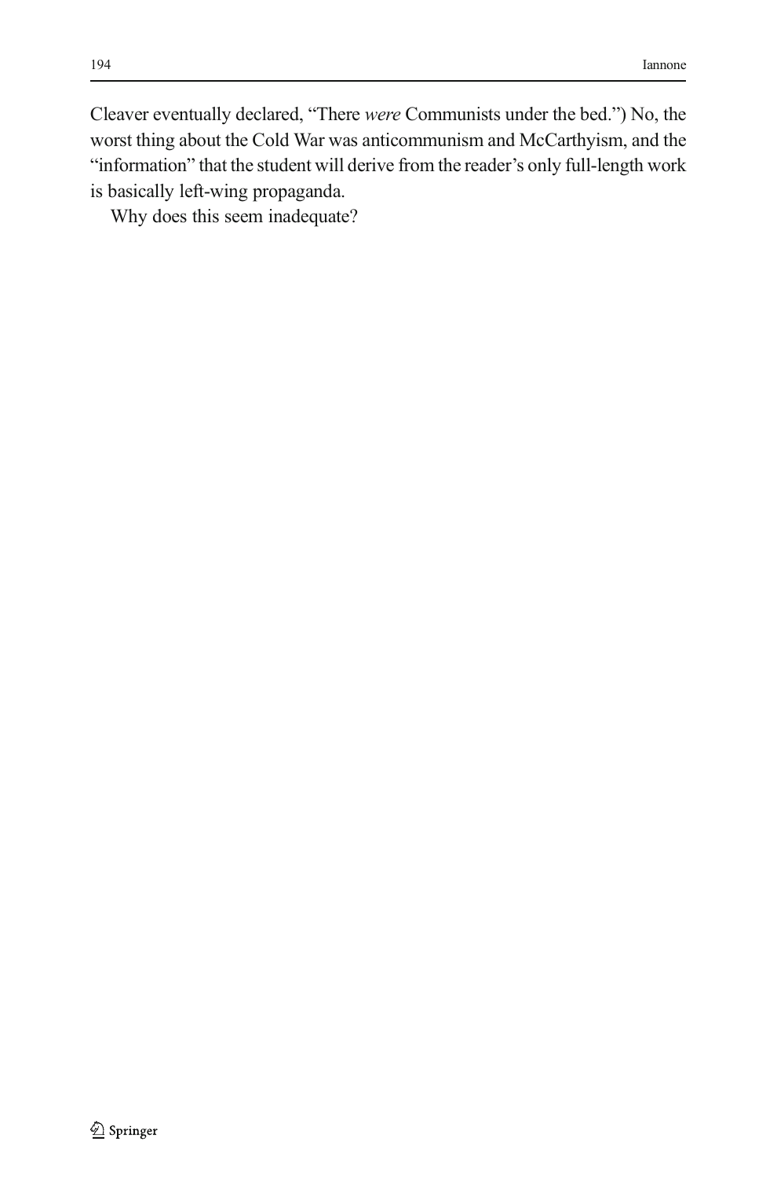Cleaver eventually declared, “There *were* Communists under the bed.”) No, the worst thing about the Cold War was anticommunism and McCarthyism, and the “information” that the student will derive from the reader’s only full-length work is basically left-wing propaganda.

Why does this seem inadequate?